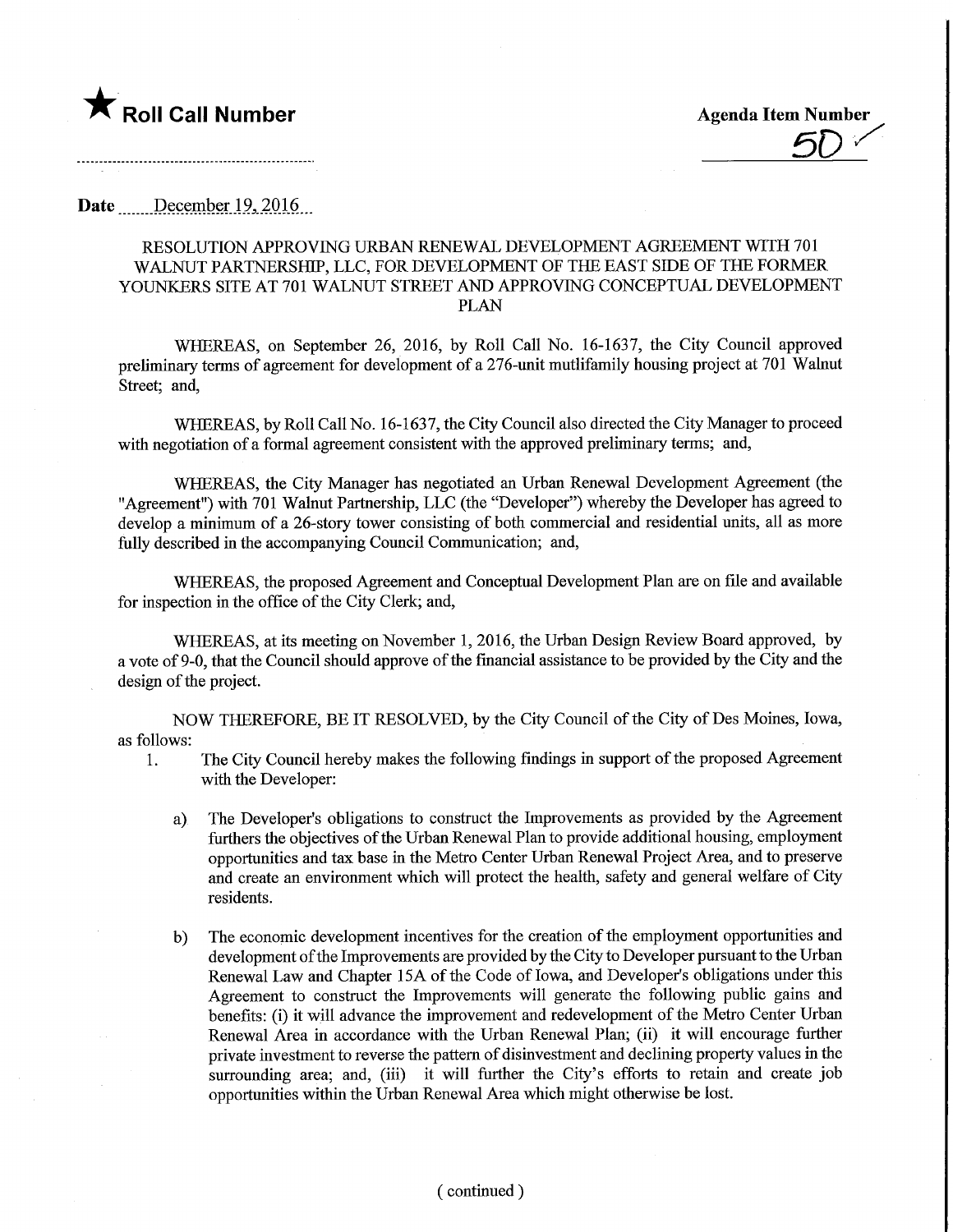★ **Roll Call Number**

**Agenda Item Number**
5D

**Date** December 19, 2016

RESOLUTION APPROVING URBAN RENEWAL DEVELOPMENT AGREEMENT WITH 701 WALNUT PARTNERSHIP, LLC, FOR DEVELOPMENT OF THE EAST SIDE OF THE FORMER YOUNKERS SITE AT 701 WALNUT STREET AND APPROVING CONCEPTUAL DEVELOPMENT PLAN

WHEREAS, on September 26, 2016, by Roll Call No. 16-1637, the City Council approved preliminary terms of agreement for development of a 276-unit mutlifamily housing project at 701 Walnut Street; and,

WHEREAS, by Roll Call No. 16-1637, the City Council also directed the City Manager to proceed with negotiation of a formal agreement consistent with the approved preliminary terms; and,

WHEREAS, the City Manager has negotiated an Urban Renewal Development Agreement (the "Agreement") with 701 Walnut Partnership, LLC (the "Developer") whereby the Developer has agreed to develop a minimum of a 26-story tower consisting of both commercial and residential units, all as more fully described in the accompanying Council Communication; and,

WHEREAS, the proposed Agreement and Conceptual Development Plan are on file and available for inspection in the office of the City Clerk; and,

WHEREAS, at its meeting on November 1, 2016, the Urban Design Review Board approved, by a vote of 9-0, that the Council should approve of the financial assistance to be provided by the City and the design of the project.

NOW THEREFORE, BE IT RESOLVED, by the City Council of the City of Des Moines, Iowa, as follows:

1. The City Council hereby makes the following findings in support of the proposed Agreement with the Developer:

   a) The Developer's obligations to construct the Improvements as provided by the Agreement furthers the objectives of the Urban Renewal Plan to provide additional housing, employment opportunities and tax base in the Metro Center Urban Renewal Project Area, and to preserve and create an environment which will protect the health, safety and general welfare of City residents.

   b) The economic development incentives for the creation of the employment opportunities and development of the Improvements are provided by the City to Developer pursuant to the Urban Renewal Law and Chapter 15A of the Code of Iowa, and Developer's obligations under this Agreement to construct the Improvements will generate the following public gains and benefits: (i) it will advance the improvement and redevelopment of the Metro Center Urban Renewal Area in accordance with the Urban Renewal Plan; (ii) it will encourage further private investment to reverse the pattern of disinvestment and declining property values in the surrounding area; and, (iii) it will further the City's efforts to retain and create job opportunities within the Urban Renewal Area which might otherwise be lost.

( continued )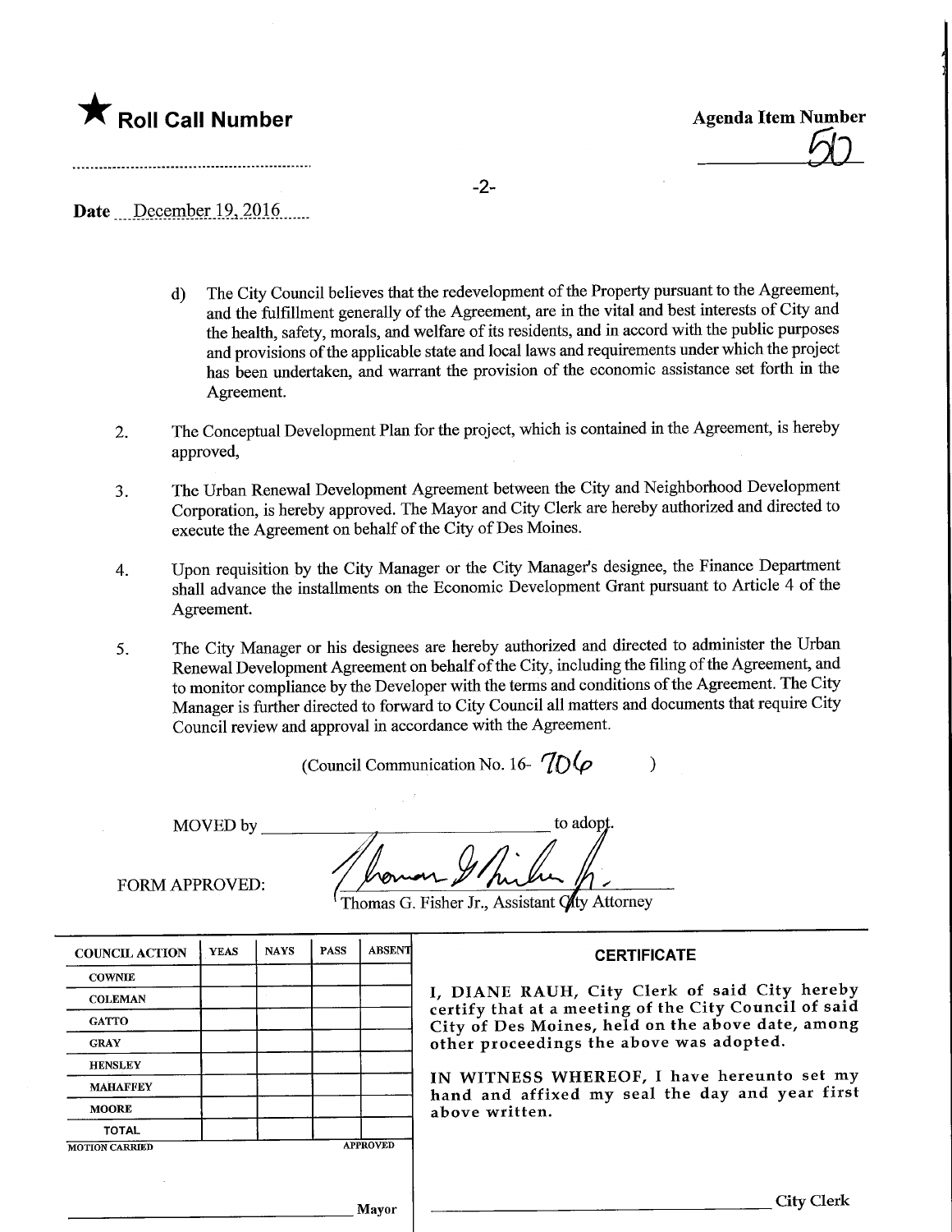★ **Roll Call Number**

**Agenda Item Number**
50

Date December 19, 2016

d) The City Council believes that the redevelopment of the Property pursuant to the Agreement, and the fulfillment generally of the Agreement, are in the vital and best interests of City and the health, safety, morals, and welfare of its residents, and in accord with the public purposes and provisions of the applicable state and local laws and requirements under which the project has been undertaken, and warrant the provision of the economic assistance set forth in the Agreement.

2. The Conceptual Development Plan for the project, which is contained in the Agreement, is hereby approved,

3. The Urban Renewal Development Agreement between the City and Neighborhood Development Corporation, is hereby approved. The Mayor and City Clerk are hereby authorized and directed to execute the Agreement on behalf of the City of Des Moines.

4. Upon requisition by the City Manager or the City Manager's designee, the Finance Department shall advance the installments on the Economic Development Grant pursuant to Article 4 of the Agreement.

5. The City Manager or his designees are hereby authorized and directed to administer the Urban Renewal Development Agreement on behalf of the City, including the filing of the Agreement, and to monitor compliance by the Developer with the terms and conditions of the Agreement. The City Manager is further directed to forward to City Council all matters and documents that require City Council review and approval in accordance with the Agreement.

(Council Communication No. 16- 706 )

MOVED by ______________________ to adopt.

FORM APPROVED:

Thomas G. Fisher Jr., Assistant City Attorney

| COUNCIL ACTION | YEAS | NAYS | PASS | ABSENT |
|---|---|---|---|---|
| COWNIE | | | | |
| COLEMAN | | | | |
| GATTO | | | | |
| GRAY | | | | |
| HENSLEY | | | | |
| MAHAFFEY | | | | |
| MOORE | | | | |
| TOTAL | | | | |

MOTION CARRIED APPROVED

______________________ Mayor

**CERTIFICATE**

I, DIANE RAUH, City Clerk of said City hereby certify that at a meeting of the City Council of said City of Des Moines, held on the above date, among other proceedings the above was adopted.

IN WITNESS WHEREOF, I have hereunto set my hand and affixed my seal the day and year first above written.

______________________ City Clerk